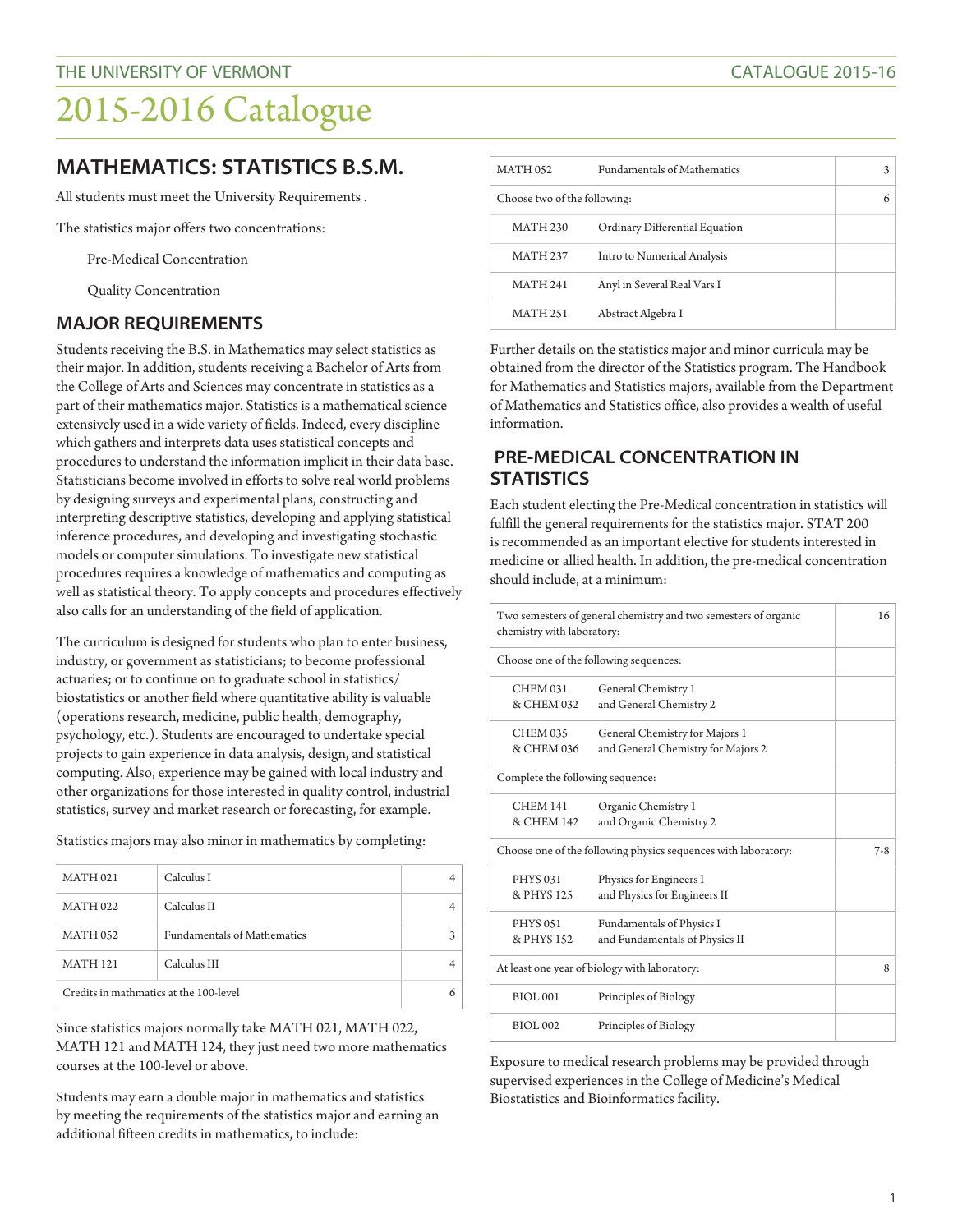# 2015-2016 Catalogue

## MATHEMATICS: STATISTICS B.S.M.

All students must meet the University Requirements .

The statistics major offers two concentrations:

Pre-Medical Concentration

Quality Concentration

### MAJOR REQUIREMENTS

Students receiving the B.S. in Mathematics may select statistics as their major. In addition, students receiving a Bachelor of Arts from the College of Arts and Sciences may concentrate in statistics as a part of their mathematics major. Statistics is a mathematical science extensively used in a wide variety of fields. Indeed, every discipline which gathers and interprets data uses statistical concepts and procedures to understand the information implicit in their data base. Statisticians become involved in efforts to solve real world problems by designing surveys and experimental plans, constructing and interpreting descriptive statistics, developing and applying statistical inference procedures, and developing and investigating stochastic models or computer simulations. To investigate new statistical procedures requires a knowledge of mathematics and computing as well as statistical theory. To apply concepts and procedures effectively also calls for an understanding of the field of application.

The curriculum is designed for students who plan to enter business, industry, or government as statisticians; to become professional actuaries; or to continue on to graduate school in statistics/biostatistics or another field where quantitative ability is valuable (operations research, medicine, public health, demography, psychology, etc.). Students are encouraged to undertake special projects to gain experience in data analysis, design, and statistical computing. Also, experience may be gained with local industry and other organizations for those interested in quality control, industrial statistics, survey and market research or forecasting, for example.

Statistics majors may also minor in mathematics by completing:

| | | |
|---|---|---|
| MATH 021 | Calculus I | 4 |
| MATH 022 | Calculus II | 4 |
| MATH 052 | Fundamentals of Mathematics | 3 |
| MATH 121 | Calculus III | 4 |
| Credits in mathmatics at the 100-level | | 6 |

Since statistics majors normally take MATH 021, MATH 022, MATH 121 and MATH 124, they just need two more mathematics courses at the 100-level or above.

Students may earn a double major in mathematics and statistics by meeting the requirements of the statistics major and earning an additional fifteen credits in mathematics, to include:

| | | |
|---|---|---|
| MATH 052 | Fundamentals of Mathematics | 3 |
| Choose two of the following: | | 6 |
| MATH 230 | Ordinary Differential Equation | |
| MATH 237 | Intro to Numerical Analysis | |
| MATH 241 | Anyl in Several Real Vars I | |
| MATH 251 | Abstract Algebra I | |

Further details on the statistics major and minor curricula may be obtained from the director of the Statistics program. The Handbook for Mathematics and Statistics majors, available from the Department of Mathematics and Statistics office, also provides a wealth of useful information.

### PRE-MEDICAL CONCENTRATION IN STATISTICS

Each student electing the Pre-Medical concentration in statistics will fulfill the general requirements for the statistics major. STAT 200 is recommended as an important elective for students interested in medicine or allied health. In addition, the pre-medical concentration should include, at a minimum:

| | | |
|---|---|---|
| Two semesters of general chemistry and two semesters of organic chemistry with laboratory: | | 16 |
| Choose one of the following sequences: | | |
| CHEM 031 & CHEM 032 | General Chemistry 1 and General Chemistry 2 | |
| CHEM 035 & CHEM 036 | General Chemistry for Majors 1 and General Chemistry for Majors 2 | |
| Complete the following sequence: | | |
| CHEM 141 & CHEM 142 | Organic Chemistry 1 and Organic Chemistry 2 | |
| Choose one of the following physics sequences with laboratory: | | 7-8 |
| PHYS 031 & PHYS 125 | Physics for Engineers I and Physics for Engineers II | |
| PHYS 051 & PHYS 152 | Fundamentals of Physics I and Fundamentals of Physics II | |
| At least one year of biology with laboratory: | | 8 |
| BIOL 001 | Principles of Biology | |
| BIOL 002 | Principles of Biology | |

Exposure to medical research problems may be provided through supervised experiences in the College of Medicine's Medical Biostatistics and Bioinformatics facility.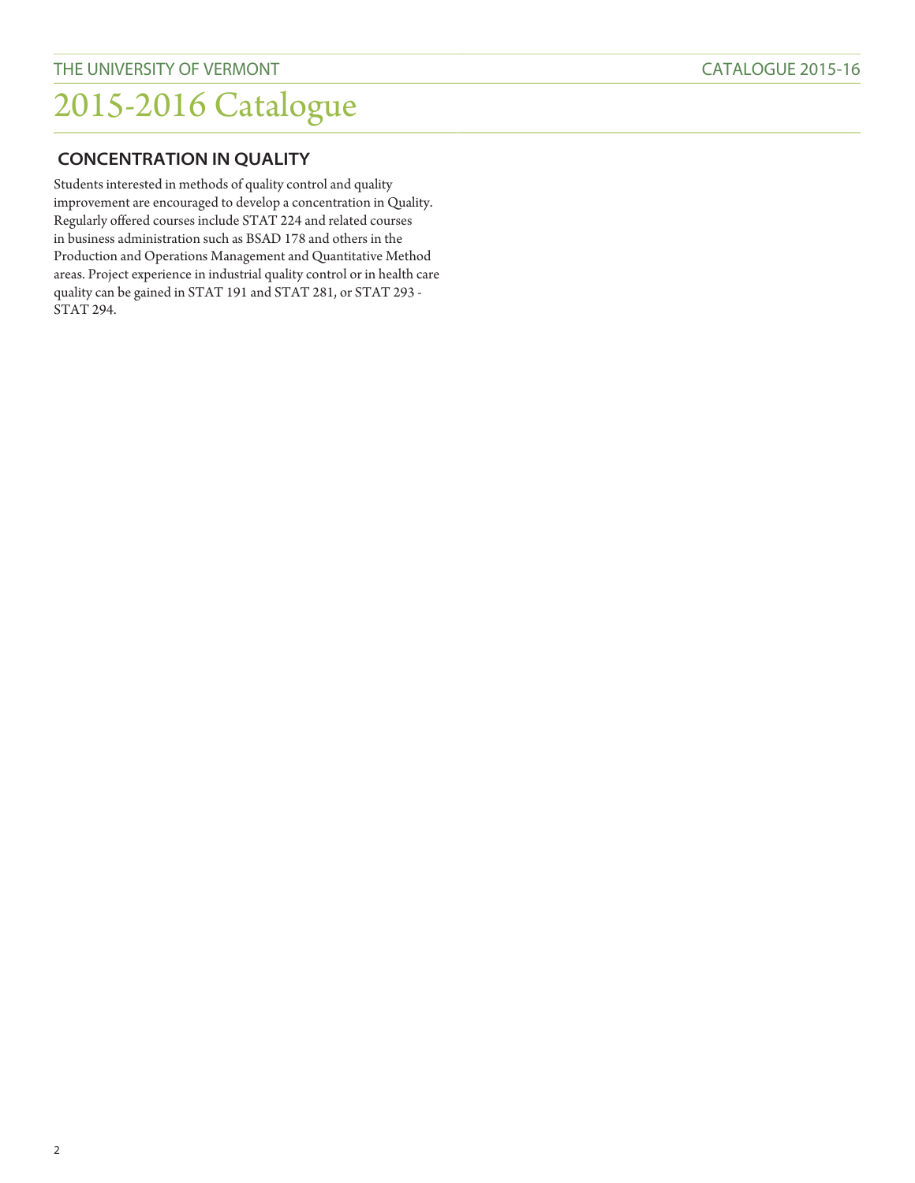## CONCENTRATION IN QUALITY

Students interested in methods of quality control and quality improvement are encouraged to develop a concentration in Quality. Regularly offered courses include STAT 224 and related courses in business administration such as BSAD 178 and others in the Production and Operations Management and Quantitative Method areas. Project experience in industrial quality control or in health care quality can be gained in STAT 191 and STAT 281, or STAT 293 - STAT 294.